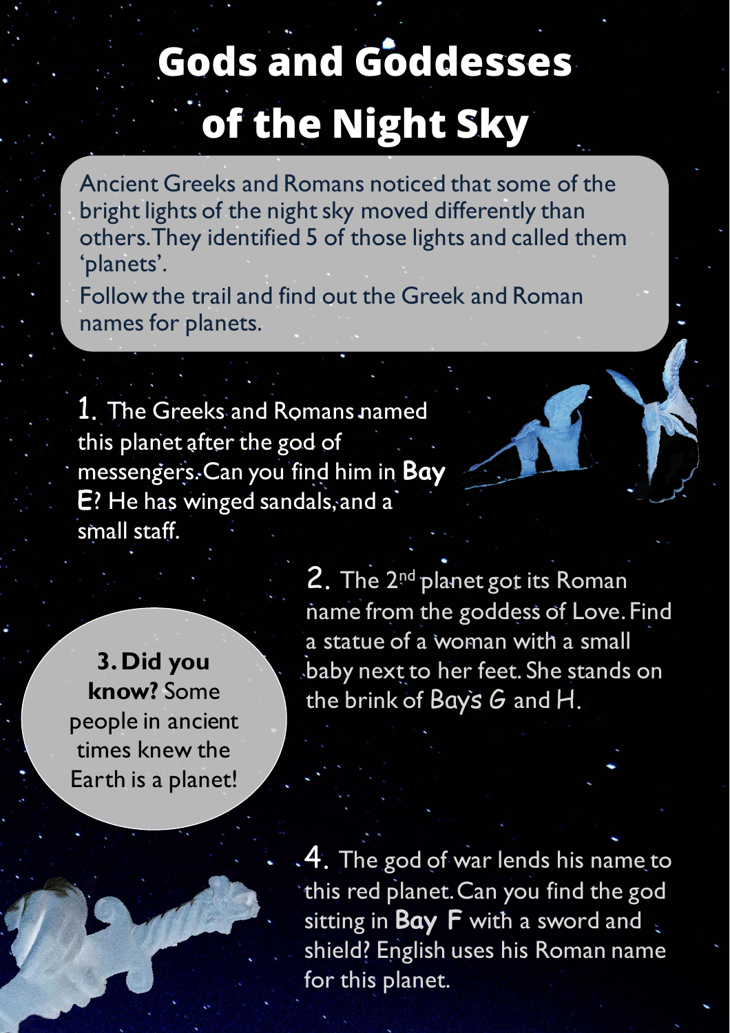# Gods and Goddesses of the Night Sky

Ancient Greeks and Romans noticed that some of the bright lights of the night sky moved differently than others. They identified 5 of those lights and called them 'planets'.

Follow the trail and find out the Greek and Roman names for planets.

1. The Greeks and Romans named this planet after the god of messengers. Can you find him in **Bay E**? He has winged sandals, and a small staff.

2. The 2nd planet got its Roman name from the goddess of Love. Find a statue of a woman with a small baby next to her feet. She stands on the brink of Bays G and H.

**3. Did you know?** Some people in ancient times knew the Earth is a planet!

4. The god of war lends his name to this red planet. Can you find the god sitting in **Bay F** with a sword and shield? English uses his Roman name for this planet.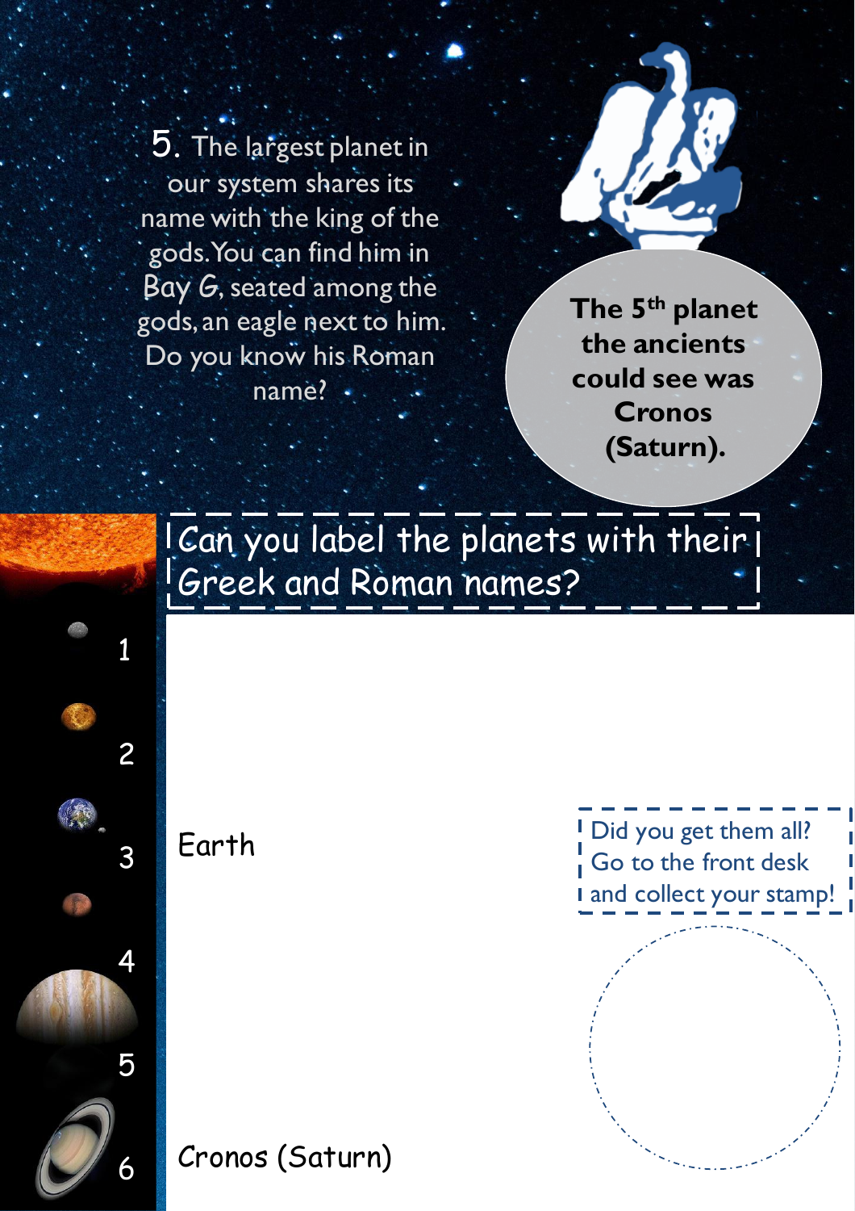5. The largest planet in our system shares its name with the king of the gods. You can find him in Bay G, seated among the gods, an eagle next to him. Do you know his Roman name?

**The 5th planet the ancients could see was Cronos (Saturn).**

Can you label the planets with their Greek and Roman names?

1

2

3 Earth

4

5

6 Cronos (Saturn)

Did you get them all? Go to the front desk and collect your stamp!